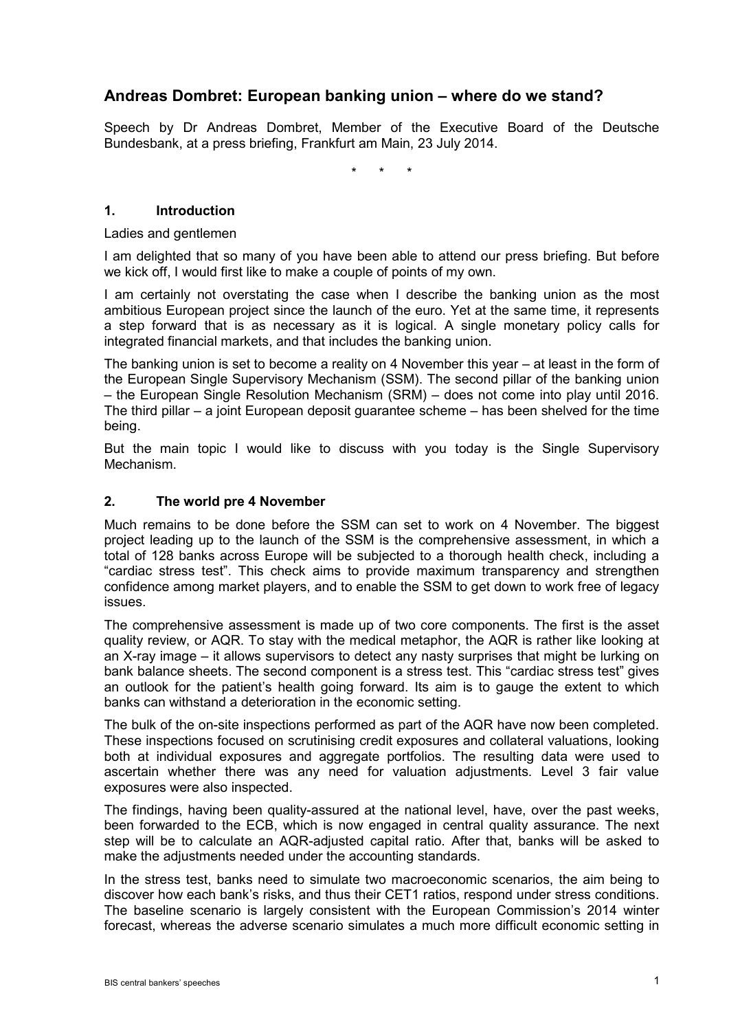## Andreas Dombret: European banking union – where do we stand?

Speech by Dr Andreas Dombret, Member of the Executive Board of the Deutsche Bundesbank, at a press briefing, Frankfurt am Main, 23 July 2014.

\* \* \*

### 1. Introduction

Ladies and gentlemen

I am delighted that so many of you have been able to attend our press briefing. But before we kick off, I would first like to make a couple of points of my own.

I am certainly not overstating the case when I describe the banking union as the most ambitious European project since the launch of the euro. Yet at the same time, it represents a step forward that is as necessary as it is logical. A single monetary policy calls for integrated financial markets, and that includes the banking union.

The banking union is set to become a reality on 4 November this year – at least in the form of the European Single Supervisory Mechanism (SSM). The second pillar of the banking union – the European Single Resolution Mechanism (SRM) – does not come into play until 2016. The third pillar – a joint European deposit guarantee scheme – has been shelved for the time being.

But the main topic I would like to discuss with you today is the Single Supervisory Mechanism.

### 2. The world pre 4 November

Much remains to be done before the SSM can set to work on 4 November. The biggest project leading up to the launch of the SSM is the comprehensive assessment, in which a total of 128 banks across Europe will be subjected to a thorough health check, including a "cardiac stress test". This check aims to provide maximum transparency and strengthen confidence among market players, and to enable the SSM to get down to work free of legacy issues.

The comprehensive assessment is made up of two core components. The first is the asset quality review, or AQR. To stay with the medical metaphor, the AQR is rather like looking at an X-ray image – it allows supervisors to detect any nasty surprises that might be lurking on bank balance sheets. The second component is a stress test. This "cardiac stress test" gives an outlook for the patient's health going forward. Its aim is to gauge the extent to which banks can withstand a deterioration in the economic setting.

The bulk of the on-site inspections performed as part of the AQR have now been completed. These inspections focused on scrutinising credit exposures and collateral valuations, looking both at individual exposures and aggregate portfolios. The resulting data were used to ascertain whether there was any need for valuation adjustments. Level 3 fair value exposures were also inspected.

The findings, having been quality-assured at the national level, have, over the past weeks, been forwarded to the ECB, which is now engaged in central quality assurance. The next step will be to calculate an AQR-adjusted capital ratio. After that, banks will be asked to make the adjustments needed under the accounting standards.

In the stress test, banks need to simulate two macroeconomic scenarios, the aim being to discover how each bank's risks, and thus their CET1 ratios, respond under stress conditions. The baseline scenario is largely consistent with the European Commission's 2014 winter forecast, whereas the adverse scenario simulates a much more difficult economic setting in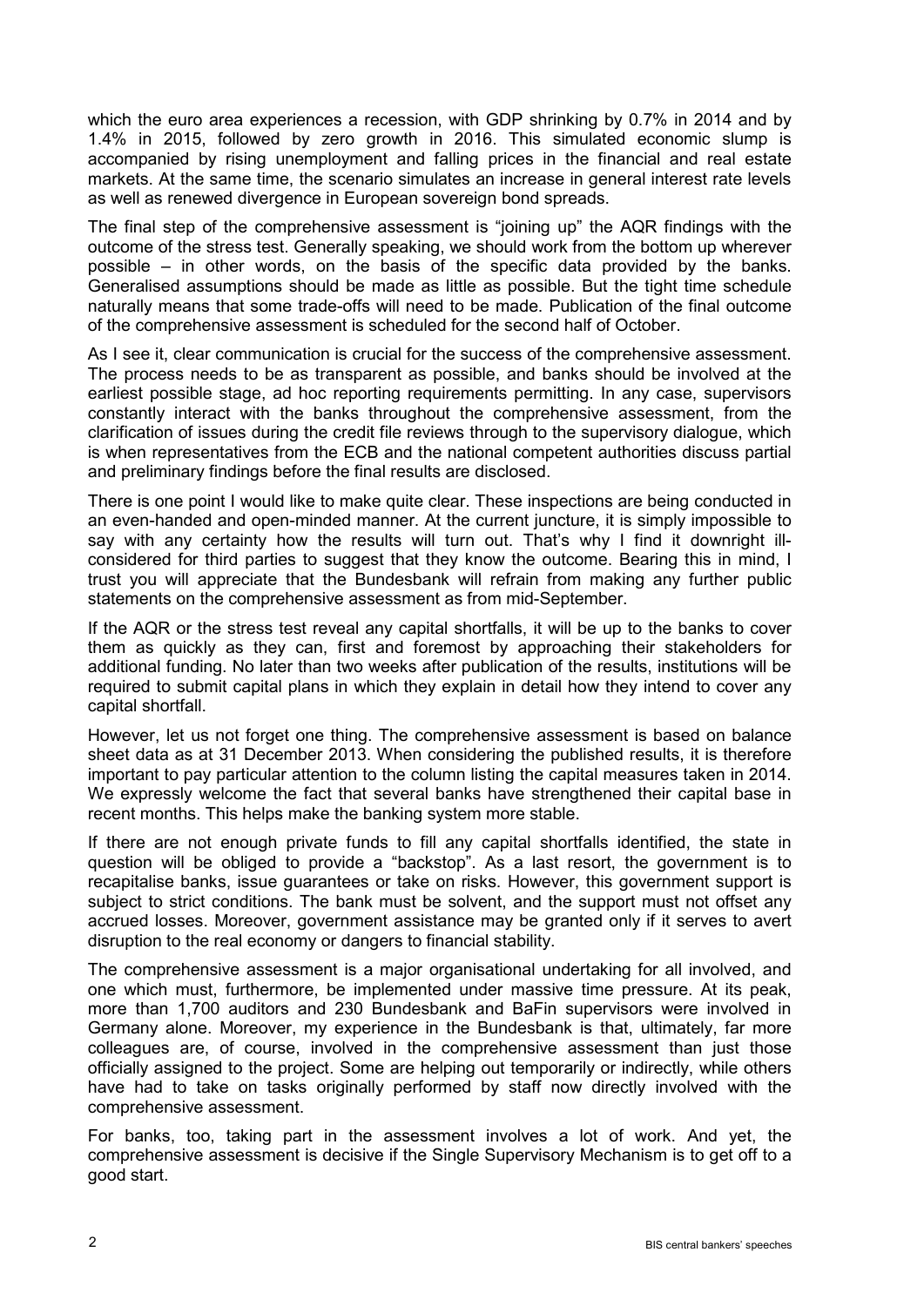which the euro area experiences a recession, with GDP shrinking by 0.7% in 2014 and by 1.4% in 2015, followed by zero growth in 2016. This simulated economic slump is accompanied by rising unemployment and falling prices in the financial and real estate markets. At the same time, the scenario simulates an increase in general interest rate levels as well as renewed divergence in European sovereign bond spreads.

The final step of the comprehensive assessment is "joining up" the AQR findings with the outcome of the stress test. Generally speaking, we should work from the bottom up wherever possible – in other words, on the basis of the specific data provided by the banks. Generalised assumptions should be made as little as possible. But the tight time schedule naturally means that some trade-offs will need to be made. Publication of the final outcome of the comprehensive assessment is scheduled for the second half of October.

As I see it, clear communication is crucial for the success of the comprehensive assessment. The process needs to be as transparent as possible, and banks should be involved at the earliest possible stage, ad hoc reporting requirements permitting. In any case, supervisors constantly interact with the banks throughout the comprehensive assessment, from the clarification of issues during the credit file reviews through to the supervisory dialogue, which is when representatives from the ECB and the national competent authorities discuss partial and preliminary findings before the final results are disclosed.

There is one point I would like to make quite clear. These inspections are being conducted in an even-handed and open-minded manner. At the current juncture, it is simply impossible to say with any certainty how the results will turn out. That's why I find it downright ill-considered for third parties to suggest that they know the outcome. Bearing this in mind, I trust you will appreciate that the Bundesbank will refrain from making any further public statements on the comprehensive assessment as from mid-September.

If the AQR or the stress test reveal any capital shortfalls, it will be up to the banks to cover them as quickly as they can, first and foremost by approaching their stakeholders for additional funding. No later than two weeks after publication of the results, institutions will be required to submit capital plans in which they explain in detail how they intend to cover any capital shortfall.

However, let us not forget one thing. The comprehensive assessment is based on balance sheet data as at 31 December 2013. When considering the published results, it is therefore important to pay particular attention to the column listing the capital measures taken in 2014. We expressly welcome the fact that several banks have strengthened their capital base in recent months. This helps make the banking system more stable.

If there are not enough private funds to fill any capital shortfalls identified, the state in question will be obliged to provide a "backstop". As a last resort, the government is to recapitalise banks, issue guarantees or take on risks. However, this government support is subject to strict conditions. The bank must be solvent, and the support must not offset any accrued losses. Moreover, government assistance may be granted only if it serves to avert disruption to the real economy or dangers to financial stability.

The comprehensive assessment is a major organisational undertaking for all involved, and one which must, furthermore, be implemented under massive time pressure. At its peak, more than 1,700 auditors and 230 Bundesbank and BaFin supervisors were involved in Germany alone. Moreover, my experience in the Bundesbank is that, ultimately, far more colleagues are, of course, involved in the comprehensive assessment than just those officially assigned to the project. Some are helping out temporarily or indirectly, while others have had to take on tasks originally performed by staff now directly involved with the comprehensive assessment.

For banks, too, taking part in the assessment involves a lot of work. And yet, the comprehensive assessment is decisive if the Single Supervisory Mechanism is to get off to a good start.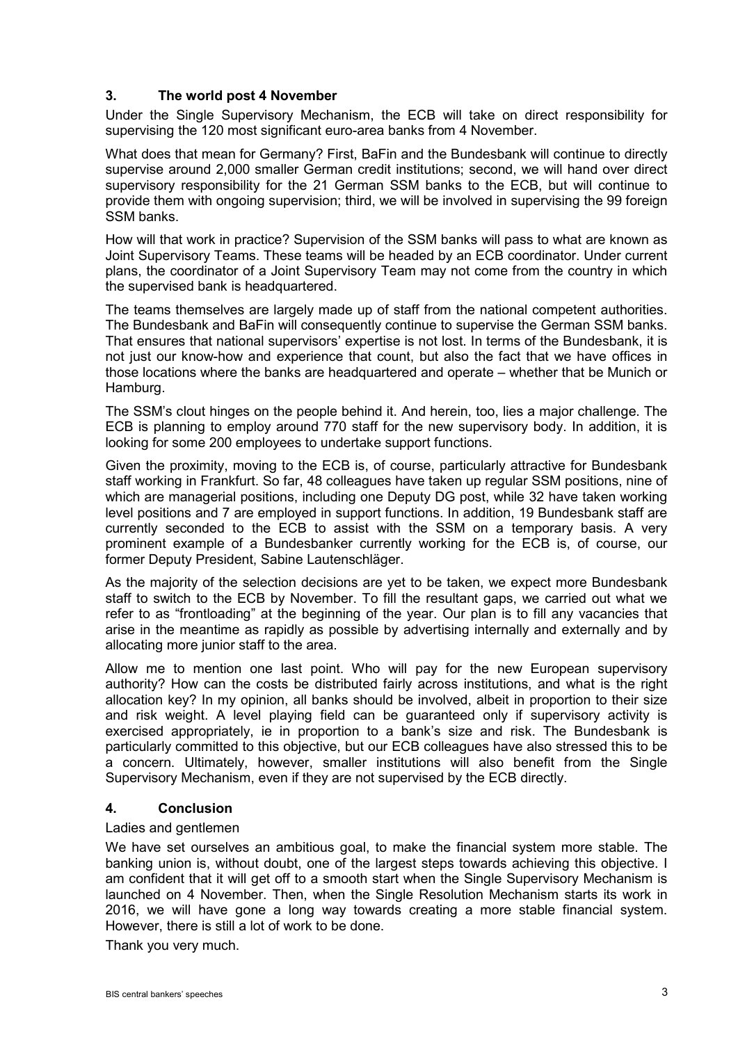## 3. The world post 4 November

Under the Single Supervisory Mechanism, the ECB will take on direct responsibility for supervising the 120 most significant euro-area banks from 4 November.

What does that mean for Germany? First, BaFin and the Bundesbank will continue to directly supervise around 2,000 smaller German credit institutions; second, we will hand over direct supervisory responsibility for the 21 German SSM banks to the ECB, but will continue to provide them with ongoing supervision; third, we will be involved in supervising the 99 foreign SSM banks.

How will that work in practice? Supervision of the SSM banks will pass to what are known as Joint Supervisory Teams. These teams will be headed by an ECB coordinator. Under current plans, the coordinator of a Joint Supervisory Team may not come from the country in which the supervised bank is headquartered.

The teams themselves are largely made up of staff from the national competent authorities. The Bundesbank and BaFin will consequently continue to supervise the German SSM banks. That ensures that national supervisors' expertise is not lost. In terms of the Bundesbank, it is not just our know-how and experience that count, but also the fact that we have offices in those locations where the banks are headquartered and operate – whether that be Munich or Hamburg.

The SSM's clout hinges on the people behind it. And herein, too, lies a major challenge. The ECB is planning to employ around 770 staff for the new supervisory body. In addition, it is looking for some 200 employees to undertake support functions.

Given the proximity, moving to the ECB is, of course, particularly attractive for Bundesbank staff working in Frankfurt. So far, 48 colleagues have taken up regular SSM positions, nine of which are managerial positions, including one Deputy DG post, while 32 have taken working level positions and 7 are employed in support functions. In addition, 19 Bundesbank staff are currently seconded to the ECB to assist with the SSM on a temporary basis. A very prominent example of a Bundesbanker currently working for the ECB is, of course, our former Deputy President, Sabine Lautenschläger.

As the majority of the selection decisions are yet to be taken, we expect more Bundesbank staff to switch to the ECB by November. To fill the resultant gaps, we carried out what we refer to as "frontloading" at the beginning of the year. Our plan is to fill any vacancies that arise in the meantime as rapidly as possible by advertising internally and externally and by allocating more junior staff to the area.

Allow me to mention one last point. Who will pay for the new European supervisory authority? How can the costs be distributed fairly across institutions, and what is the right allocation key? In my opinion, all banks should be involved, albeit in proportion to their size and risk weight. A level playing field can be guaranteed only if supervisory activity is exercised appropriately, ie in proportion to a bank's size and risk. The Bundesbank is particularly committed to this objective, but our ECB colleagues have also stressed this to be a concern. Ultimately, however, smaller institutions will also benefit from the Single Supervisory Mechanism, even if they are not supervised by the ECB directly.

## 4. Conclusion

Ladies and gentlemen

We have set ourselves an ambitious goal, to make the financial system more stable. The banking union is, without doubt, one of the largest steps towards achieving this objective. I am confident that it will get off to a smooth start when the Single Supervisory Mechanism is launched on 4 November. Then, when the Single Resolution Mechanism starts its work in 2016, we will have gone a long way towards creating a more stable financial system. However, there is still a lot of work to be done.

Thank you very much.